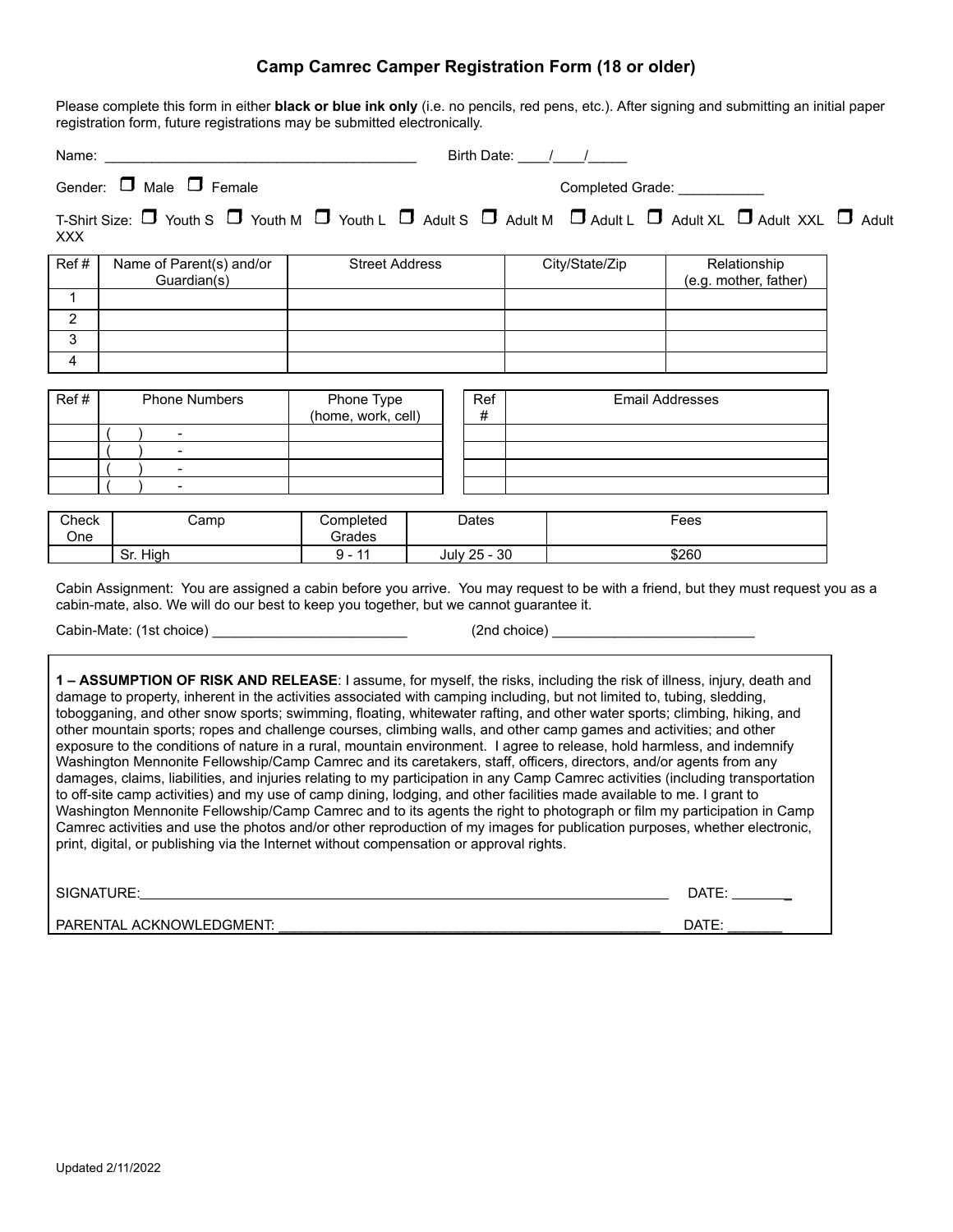# Camp Camrec Camper Registration Form (18 or older)

Please complete this form in either **black or blue ink only** (i.e. no pencils, red pens, etc.). After signing and submitting an initial paper registration form, future registrations may be submitted electronically.

Name: _________________________________________ Birth Date: ____/____/_____

Gender: ☐ Male ☐ Female Completed Grade: ___________

T-Shirt Size: ☐ Youth S ☐ Youth M ☐ Youth L ☐ Adult S ☐ Adult M ☐ Adult L ☐ Adult XL ☐ Adult XXL ☐ Adult XXX

| Ref # | Name of Parent(s) and/or Guardian(s) | Street Address | City/State/Zip | Relationship (e.g. mother, father) |
|---|---|---|---|---|
| 1 | | | | |
| 2 | | | | |
| 3 | | | | |
| 4 | | | | |

| Ref # | Phone Numbers | Phone Type (home, work, cell) |
|---|---|---|
| | ( ) - | |
| | ( ) - | |
| | ( ) - | |
| | ( ) - | |

| Ref # | Email Addresses |
|---|---|
| | |
| | |
| | |
| | |

| Check One | Camp | Completed Grades | Dates | Fees |
|---|---|---|---|---|
| | Sr. High | 9 - 11 | July 25 - 30 | $260 |

Cabin Assignment: You are assigned a cabin before you arrive. You may request to be with a friend, but they must request you as a cabin-mate, also. We will do our best to keep you together, but we cannot guarantee it.

Cabin-Mate: (1st choice) _________________________ (2nd choice) ___________________________

**1 – ASSUMPTION OF RISK AND RELEASE**: I assume, for myself, the risks, including the risk of illness, injury, death and damage to property, inherent in the activities associated with camping including, but not limited to, tubing, sledding, tobogganing, and other snow sports; swimming, floating, whitewater rafting, and other water sports; climbing, hiking, and other mountain sports; ropes and challenge courses, climbing walls, and other camp games and activities; and other exposure to the conditions of nature in a rural, mountain environment. I agree to release, hold harmless, and indemnify Washington Mennonite Fellowship/Camp Camrec and its caretakers, staff, officers, directors, and/or agents from any damages, claims, liabilities, and injuries relating to my participation in any Camp Camrec activities (including transportation to off-site camp activities) and my use of camp dining, lodging, and other facilities made available to me. I grant to Washington Mennonite Fellowship/Camp Camrec and to its agents the right to photograph or film my participation in Camp Camrec activities and use the photos and/or other reproduction of my images for publication purposes, whether electronic, print, digital, or publishing via the Internet without compensation or approval rights.

SIGNATURE:_____________________________________________________________ DATE: ________

PARENTAL ACKNOWLEDGMENT: _______________________________________________ DATE: _______

Updated 2/11/2022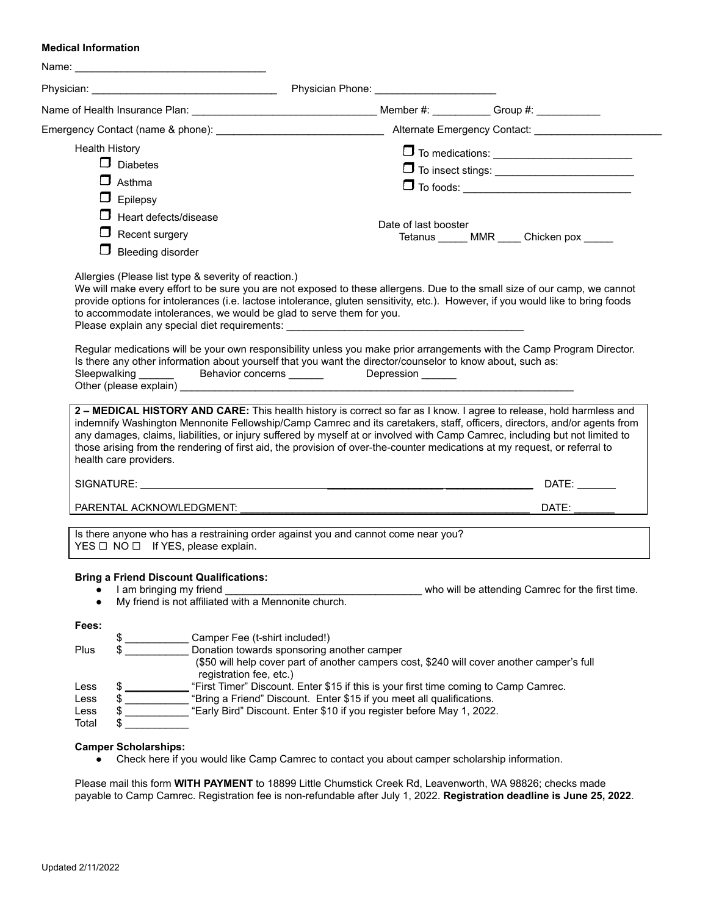**Medical Information**

Name: ________________________________

Physician: ________________________________ Physician Phone: ____________________

Name of Health Insurance Plan: ________________________________ Member #: __________ Group #: ___________

Emergency Contact (name & phone): _____________________________ Alternate Emergency Contact: ______________________

Health History

- ☐ Diabetes
- ☐ Asthma
- ☐ Epilepsy
- ☐ Heart defects/disease
- ☐ Recent surgery
- ☐ Bleeding disorder

☐ To medications: ________________________

☐ To insect stings: ________________________

☐ To foods: ____________________________

Date of last booster
Tetanus _____ MMR ____ Chicken pox _____

Allergies (Please list type & severity of reaction.)
We will make every effort to be sure you are not exposed to these allergens. Due to the small size of our camp, we cannot provide options for intolerances (i.e. lactose intolerance, gluten sensitivity, etc.). However, if you would like to bring foods to accommodate intolerances, we would be glad to serve them for you.
Please explain any special diet requirements: ________________________________________

Regular medications will be your own responsibility unless you make prior arrangements with the Camp Program Director.
Is there any other information about yourself that you want the director/counselor to know about, such as:
Sleepwalking ______ Behavior concerns ______ Depression ______
Other (please explain) ______________________________________________________________________

**2 – MEDICAL HISTORY AND CARE:** This health history is correct so far as I know. I agree to release, hold harmless and indemnify Washington Mennonite Fellowship/Camp Camrec and its caretakers, staff, officers, directors, and/or agents from any damages, claims, liabilities, or injury suffered by myself at or involved with Camp Camrec, including but not limited to those arising from the rendering of first aid, the provision of over-the-counter medications at my request, or referral to health care providers.

SIGNATURE: ____________________________________________________________ DATE: _______

PARENTAL ACKNOWLEDGMENT: _____________________________________________________ DATE: _______

Is there anyone who has a restraining order against you and cannot come near you?
YES ☐ NO ☐ If YES, please explain.

**Bring a Friend Discount Qualifications:**

- I am bringing my friend _________________________________ who will be attending Camrec for the first time.
- My friend is not affiliated with a Mennonite church.

**Fees:**

| | | |
|---|---|---|
| | $ ___________ | Camper Fee (t-shirt included!) |
| Plus | $ ___________ | Donation towards sponsoring another camper ($50 will help cover part of another campers cost, $240 will cover another camper's full registration fee, etc.) |
| Less | $ ___________ | "First Timer" Discount. Enter $15 if this is your first time coming to Camp Camrec. |
| Less | $ ___________ | "Bring a Friend" Discount. Enter $15 if you meet all qualifications. |
| Less | $ ___________ | "Early Bird" Discount. Enter $10 if you register before May 1, 2022. |
| Total | $ ___________ | |

**Camper Scholarships:**

- Check here if you would like Camp Camrec to contact you about camper scholarship information.

Please mail this form **WITH PAYMENT** to 18899 Little Chumstick Creek Rd, Leavenworth, WA 98826; checks made payable to Camp Camrec. Registration fee is non-refundable after July 1, 2022. **Registration deadline is June 25, 2022**.

Updated 2/11/2022